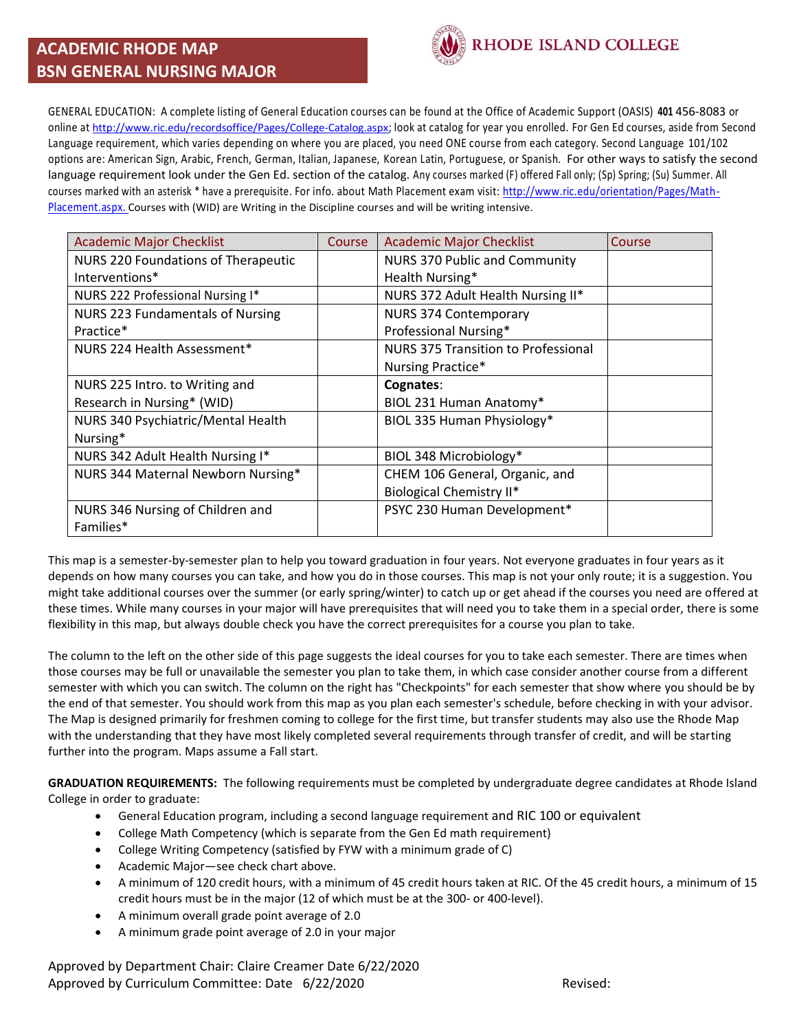# ACADEMIC RHODE MAP
# BSN GENERAL NURSING MAJOR

RHODE ISLAND COLLEGE

GENERAL EDUCATION: A complete listing of General Education courses can be found at the Office of Academic Support (OASIS) **401** 456-8083 or online at http://www.ric.edu/recordsoffice/Pages/College-Catalog.aspx; look at catalog for year you enrolled. For Gen Ed courses, aside from Second Language requirement, which varies depending on where you are placed, you need ONE course from each category. Second Language 101/102 options are: American Sign, Arabic, French, German, Italian, Japanese, Korean Latin, Portuguese, or Spanish. For other ways to satisfy the second language requirement look under the Gen Ed. section of the catalog. Any courses marked (F) offered Fall only; (Sp) Spring; (Su) Summer. All courses marked with an asterisk * have a prerequisite. For info. about Math Placement exam visit: http://www.ric.edu/orientation/Pages/Math-Placement.aspx. Courses with (WID) are Writing in the Discipline courses and will be writing intensive.

| Academic Major Checklist | Course | Academic Major Checklist | Course |
|---|---|---|---|
| NURS 220 Foundations of Therapeutic Interventions* | | NURS 370 Public and Community Health Nursing* | |
| NURS 222 Professional Nursing I* | | NURS 372 Adult Health Nursing II* | |
| NURS 223 Fundamentals of Nursing Practice* | | NURS 374 Contemporary Professional Nursing* | |
| NURS 224 Health Assessment* | | NURS 375 Transition to Professional Nursing Practice* | |
| NURS 225 Intro. to Writing and Research in Nursing* (WID) | | **Cognates**: BIOL 231 Human Anatomy* | |
| NURS 340 Psychiatric/Mental Health Nursing* | | BIOL 335 Human Physiology* | |
| NURS 342 Adult Health Nursing I* | | BIOL 348 Microbiology* | |
| NURS 344 Maternal Newborn Nursing* | | CHEM 106 General, Organic, and Biological Chemistry II* | |
| NURS 346 Nursing of Children and Families* | | PSYC 230 Human Development* | |

This map is a semester-by-semester plan to help you toward graduation in four years. Not everyone graduates in four years as it depends on how many courses you can take, and how you do in those courses. This map is not your only route; it is a suggestion. You might take additional courses over the summer (or early spring/winter) to catch up or get ahead if the courses you need are offered at these times. While many courses in your major will have prerequisites that will need you to take them in a special order, there is some flexibility in this map, but always double check you have the correct prerequisites for a course you plan to take.

The column to the left on the other side of this page suggests the ideal courses for you to take each semester. There are times when those courses may be full or unavailable the semester you plan to take them, in which case consider another course from a different semester with which you can switch. The column on the right has "Checkpoints" for each semester that show where you should be by the end of that semester. You should work from this map as you plan each semester's schedule, before checking in with your advisor. The Map is designed primarily for freshmen coming to college for the first time, but transfer students may also use the Rhode Map with the understanding that they have most likely completed several requirements through transfer of credit, and will be starting further into the program. Maps assume a Fall start.

**GRADUATION REQUIREMENTS:** The following requirements must be completed by undergraduate degree candidates at Rhode Island College in order to graduate:

- General Education program, including a second language requirement and RIC 100 or equivalent
- College Math Competency (which is separate from the Gen Ed math requirement)
- College Writing Competency (satisfied by FYW with a minimum grade of C)
- Academic Major—see check chart above.
- A minimum of 120 credit hours, with a minimum of 45 credit hours taken at RIC. Of the 45 credit hours, a minimum of 15 credit hours must be in the major (12 of which must be at the 300- or 400-level).
- A minimum overall grade point average of 2.0
- A minimum grade point average of 2.0 in your major

Approved by Department Chair: Claire Creamer Date 6/22/2020
Approved by Curriculum Committee: Date 6/22/2020 Revised: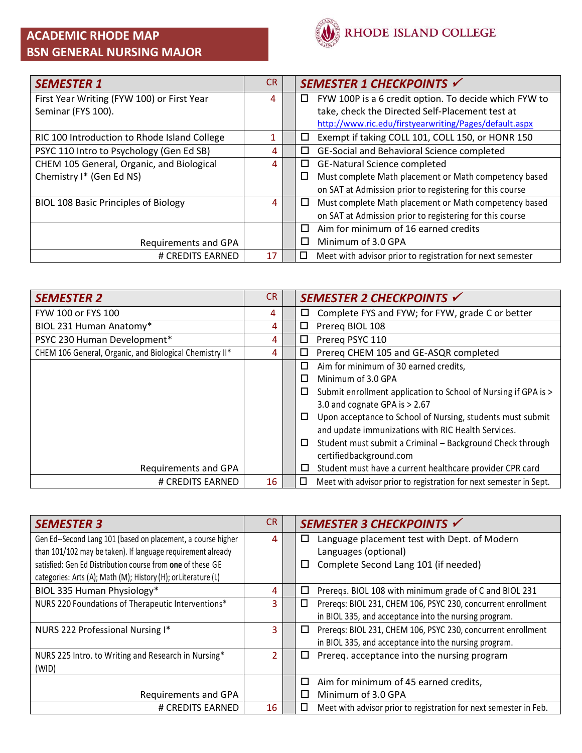# ACADEMIC RHODE MAP
# BSN GENERAL NURSING MAJOR

RHODE ISLAND COLLEGE

| SEMESTER 1 | CR | SEMESTER 1 CHECKPOINTS ✓ |
|---|---|---|
| First Year Writing (FYW 100) or First Year Seminar (FYS 100). | 4 | ☐ FYW 100P is a 6 credit option. To decide which FYW to take, check the Directed Self-Placement test at http://www.ric.edu/firstyearwriting/Pages/default.aspx |
| RIC 100 Introduction to Rhode Island College | 1 | ☐ Exempt if taking COLL 101, COLL 150, or HONR 150 |
| PSYC 110 Intro to Psychology (Gen Ed SB) | 4 | ☐ GE-Social and Behavioral Science completed |
| CHEM 105 General, Organic, and Biological Chemistry I* (Gen Ed NS) | 4 | ☐ GE-Natural Science completed<br>☐ Must complete Math placement or Math competency based on SAT at Admission prior to registering for this course |
| BIOL 108 Basic Principles of Biology | 4 | ☐ Must complete Math placement or Math competency based on SAT at Admission prior to registering for this course |
| Requirements and GPA | | ☐ Aim for minimum of 16 earned credits<br>☐ Minimum of 3.0 GPA |
| # CREDITS EARNED | 17 | ☐ Meet with advisor prior to registration for next semester |

| SEMESTER 2 | CR | SEMESTER 2 CHECKPOINTS ✓ |
|---|---|---|
| FYW 100 or FYS 100 | 4 | ☐ Complete FYS and FYW; for FYW, grade C or better |
| BIOL 231 Human Anatomy* | 4 | ☐ Prereq BIOL 108 |
| PSYC 230 Human Development* | 4 | ☐ Prereq PSYC 110 |
| CHEM 106 General, Organic, and Biological Chemistry II* | 4 | ☐ Prereq CHEM 105 and GE-ASQR completed |
| Requirements and GPA | | ☐ Aim for minimum of 30 earned credits,<br>☐ Minimum of 3.0 GPA<br>☐ Submit enrollment application to School of Nursing if GPA is > 3.0 and cognate GPA is > 2.67<br>☐ Upon acceptance to School of Nursing, students must submit and update immunizations with RIC Health Services.<br>☐ Student must submit a Criminal – Background Check through certifiedbackground.com<br>☐ Student must have a current healthcare provider CPR card |
| # CREDITS EARNED | 16 | ☐ Meet with advisor prior to registration for next semester in Sept. |

| SEMESTER 3 | CR | SEMESTER 3 CHECKPOINTS ✓ |
|---|---|---|
| Gen Ed--Second Lang 101 (based on placement, a course higher than 101/102 may be taken). If language requirement already satisfied: Gen Ed Distribution course from **one** of these GE categories: Arts (A); Math (M); History (H); or Literature (L) | 4 | ☐ Language placement test with Dept. of Modern Languages (optional)<br>☐ Complete Second Lang 101 (if needed) |
| BIOL 335 Human Physiology* | 4 | ☐ Prereqs. BIOL 108 with minimum grade of C and BIOL 231 |
| NURS 220 Foundations of Therapeutic Interventions* | 3 | ☐ Prereqs: BIOL 231, CHEM 106, PSYC 230, concurrent enrollment in BIOL 335, and acceptance into the nursing program. |
| NURS 222 Professional Nursing I* | 3 | ☐ Prereqs: BIOL 231, CHEM 106, PSYC 230, concurrent enrollment in BIOL 335, and acceptance into the nursing program. |
| NURS 225 Intro. to Writing and Research in Nursing* (WID) | 2 | ☐ Prereq. acceptance into the nursing program |
| Requirements and GPA | | ☐ Aim for minimum of 45 earned credits,<br>☐ Minimum of 3.0 GPA |
| # CREDITS EARNED | 16 | ☐ Meet with advisor prior to registration for next semester in Feb. |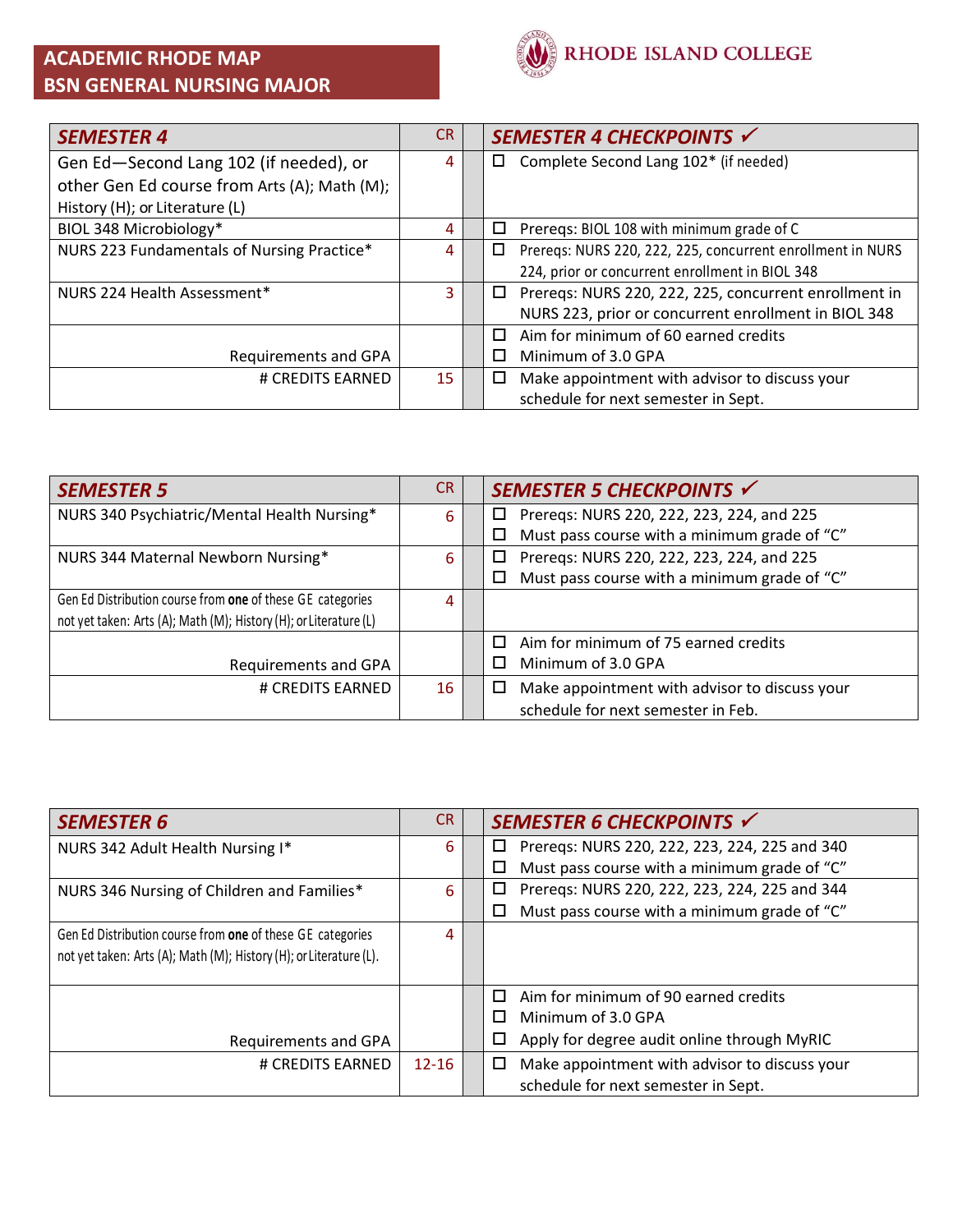# ACADEMIC RHODE MAP
## BSN GENERAL NURSING MAJOR

RHODE ISLAND COLLEGE

| SEMESTER 4 | CR | | SEMESTER 4 CHECKPOINTS ✓ |
|---|---|---|---|
| Gen Ed—Second Lang 102 (if needed), or other Gen Ed course from Arts (A); Math (M); History (H); or Literature (L) | 4 | | ☐ Complete Second Lang 102* (if needed) |
| BIOL 348 Microbiology* | 4 | | ☐ Prereqs: BIOL 108 with minimum grade of C |
| NURS 223 Fundamentals of Nursing Practice* | 4 | | ☐ Prereqs: NURS 220, 222, 225, concurrent enrollment in NURS 224, prior or concurrent enrollment in BIOL 348 |
| NURS 224 Health Assessment* | 3 | | ☐ Prereqs: NURS 220, 222, 225, concurrent enrollment in NURS 223, prior or concurrent enrollment in BIOL 348 |
| Requirements and GPA | | | ☐ Aim for minimum of 60 earned credits<br>☐ Minimum of 3.0 GPA |
| # CREDITS EARNED | 15 | | ☐ Make appointment with advisor to discuss your schedule for next semester in Sept. |

| SEMESTER 5 | CR | | SEMESTER 5 CHECKPOINTS ✓ |
|---|---|---|---|
| NURS 340 Psychiatric/Mental Health Nursing* | 6 | | ☐ Prereqs: NURS 220, 222, 223, 224, and 225<br>☐ Must pass course with a minimum grade of "C" |
| NURS 344 Maternal Newborn Nursing* | 6 | | ☐ Prereqs: NURS 220, 222, 223, 224, and 225<br>☐ Must pass course with a minimum grade of "C" |
| Gen Ed Distribution course from **one** of these GE categories not yet taken: Arts (A); Math (M); History (H); or Literature (L) | 4 | | |
| Requirements and GPA | | | ☐ Aim for minimum of 75 earned credits<br>☐ Minimum of 3.0 GPA |
| # CREDITS EARNED | 16 | | ☐ Make appointment with advisor to discuss your schedule for next semester in Feb. |

| SEMESTER 6 | CR | | SEMESTER 6 CHECKPOINTS ✓ |
|---|---|---|---|
| NURS 342 Adult Health Nursing I* | 6 | | ☐ Prereqs: NURS 220, 222, 223, 224, 225 and 340<br>☐ Must pass course with a minimum grade of "C" |
| NURS 346 Nursing of Children and Families* | 6 | | ☐ Prereqs: NURS 220, 222, 223, 224, 225 and 344<br>☐ Must pass course with a minimum grade of "C" |
| Gen Ed Distribution course from **one** of these GE categories not yet taken: Arts (A); Math (M); History (H); or Literature (L). | 4 | | |
| Requirements and GPA | | | ☐ Aim for minimum of 90 earned credits<br>☐ Minimum of 3.0 GPA<br>☐ Apply for degree audit online through MyRIC |
| # CREDITS EARNED | 12-16 | | ☐ Make appointment with advisor to discuss your schedule for next semester in Sept. |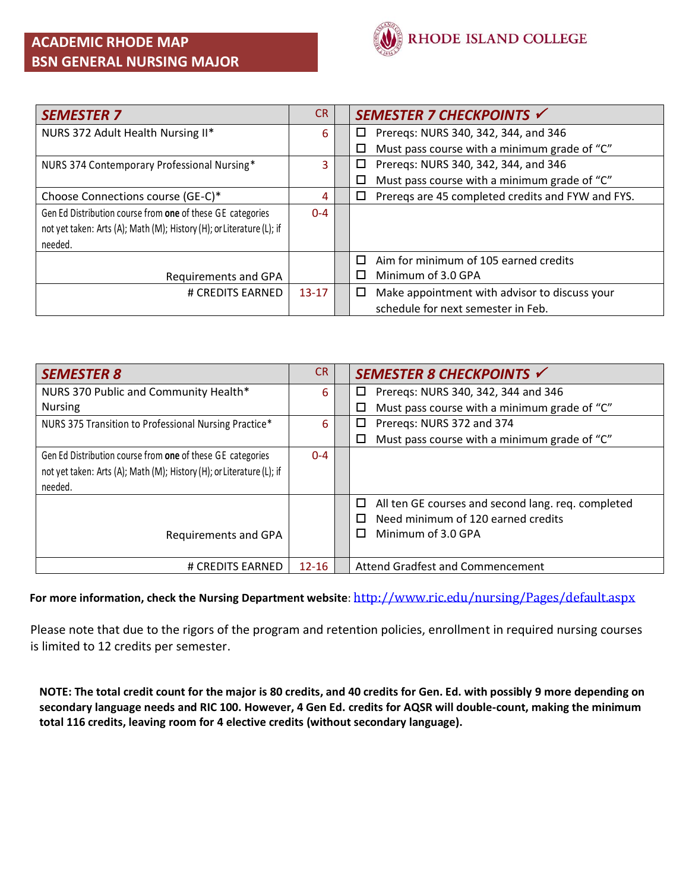# ACADEMIC RHODE MAP
## BSN GENERAL NURSING MAJOR

RHODE ISLAND COLLEGE

| *SEMESTER 7* | CR | *SEMESTER 7 CHECKPOINTS ✓* |
|---|---|---|
| NURS 372 Adult Health Nursing II* | 6 | ☐ Prereqs: NURS 340, 342, 344, and 346<br>☐ Must pass course with a minimum grade of "C" |
| NURS 374 Contemporary Professional Nursing* | 3 | ☐ Prereqs: NURS 340, 342, 344, and 346<br>☐ Must pass course with a minimum grade of "C" |
| Choose Connections course (GE-C)* | 4 | ☐ Prereqs are 45 completed credits and FYW and FYS. |
| Gen Ed Distribution course from **one** of these GE categories not yet taken: Arts (A); Math (M); History (H); or Literature (L); if needed. | 0-4 | |
| Requirements and GPA | | ☐ Aim for minimum of 105 earned credits<br>☐ Minimum of 3.0 GPA |
| # CREDITS EARNED | 13-17 | ☐ Make appointment with advisor to discuss your schedule for next semester in Feb. |

| *SEMESTER 8* | CR | *SEMESTER 8 CHECKPOINTS ✓* |
|---|---|---|
| NURS 370 Public and Community Health* Nursing | 6 | ☐ Prereqs: NURS 340, 342, 344 and 346<br>☐ Must pass course with a minimum grade of "C" |
| NURS 375 Transition to Professional Nursing Practice* | 6 | ☐ Prereqs: NURS 372 and 374<br>☐ Must pass course with a minimum grade of "C" |
| Gen Ed Distribution course from **one** of these GE categories not yet taken: Arts (A); Math (M); History (H); or Literature (L); if needed. | 0-4 | |
| Requirements and GPA | | ☐ All ten GE courses and second lang. req. completed<br>☐ Need minimum of 120 earned credits<br>☐ Minimum of 3.0 GPA |
| # CREDITS EARNED | 12-16 | Attend Gradfest and Commencement |

**For more information, check the Nursing Department website**: http://www.ric.edu/nursing/Pages/default.aspx

Please note that due to the rigors of the program and retention policies, enrollment in required nursing courses is limited to 12 credits per semester.

**NOTE: The total credit count for the major is 80 credits, and 40 credits for Gen. Ed. with possibly 9 more depending on secondary language needs and RIC 100. However, 4 Gen Ed. credits for AQSR will double-count, making the minimum total 116 credits, leaving room for 4 elective credits (without secondary language).**